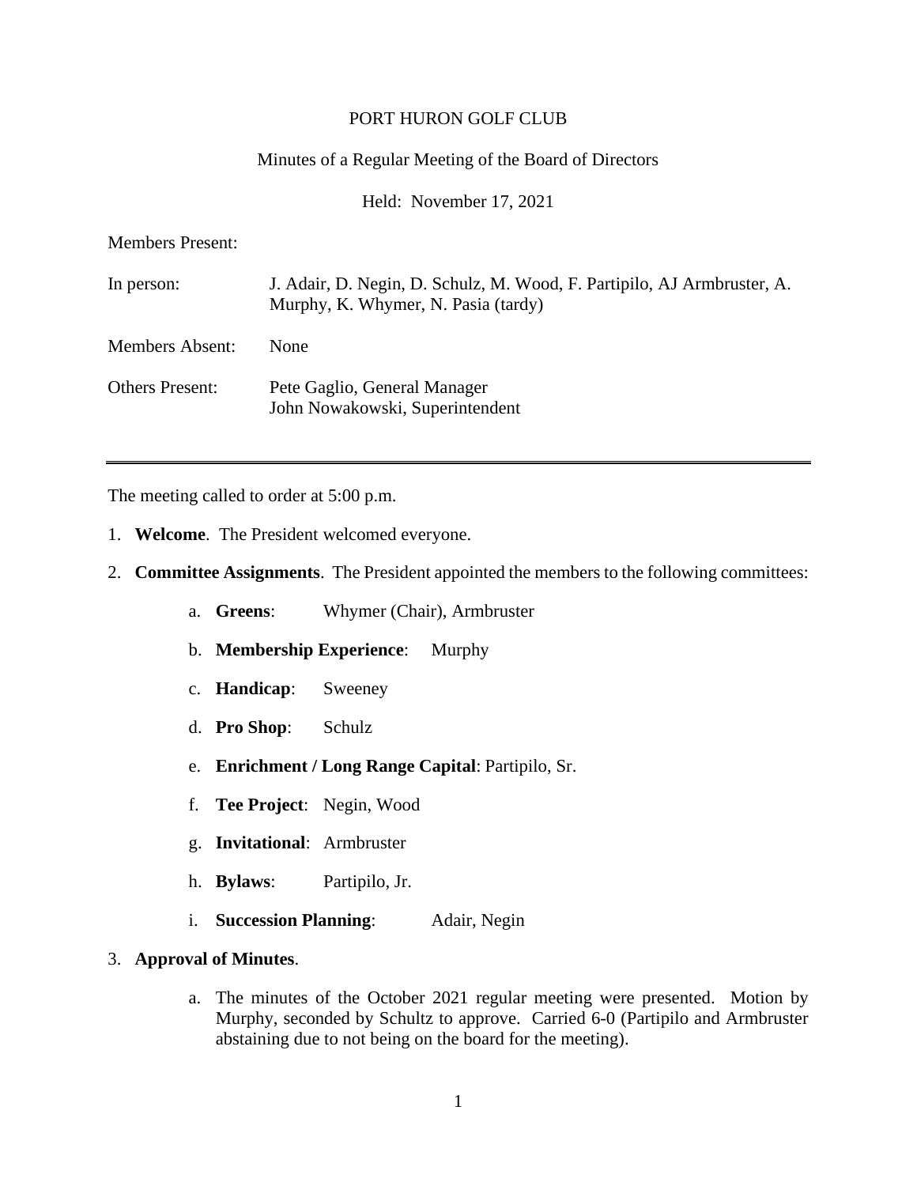PORT HURON GOLF CLUB

Minutes of a Regular Meeting of the Board of Directors

Held: November 17, 2021

Members Present:

| | |
|---|---|
| In person: | J. Adair, D. Negin, D. Schulz, M. Wood, F. Partipilo, AJ Armbruster, A. Murphy, K. Whymer, N. Pasia (tardy) |
| Members Absent: | None |
| Others Present: | Pete Gaglio, General Manager<br>John Nowakowski, Superintendent |

---

The meeting called to order at 5:00 p.m.

1. **Welcome**. The President welcomed everyone.

2. **Committee Assignments**. The President appointed the members to the following committees:

   a. **Greens**: Whymer (Chair), Armbruster

   b. **Membership Experience**: Murphy

   c. **Handicap**: Sweeney

   d. **Pro Shop**: Schulz

   e. **Enrichment / Long Range Capital**: Partipilo, Sr.

   f. **Tee Project**: Negin, Wood

   g. **Invitational**: Armbruster

   h. **Bylaws**: Partipilo, Jr.

   i. **Succession Planning**: Adair, Negin

3. **Approval of Minutes**.

   a. The minutes of the October 2021 regular meeting were presented. Motion by Murphy, seconded by Schultz to approve. Carried 6-0 (Partipilo and Armbruster abstaining due to not being on the board for the meeting).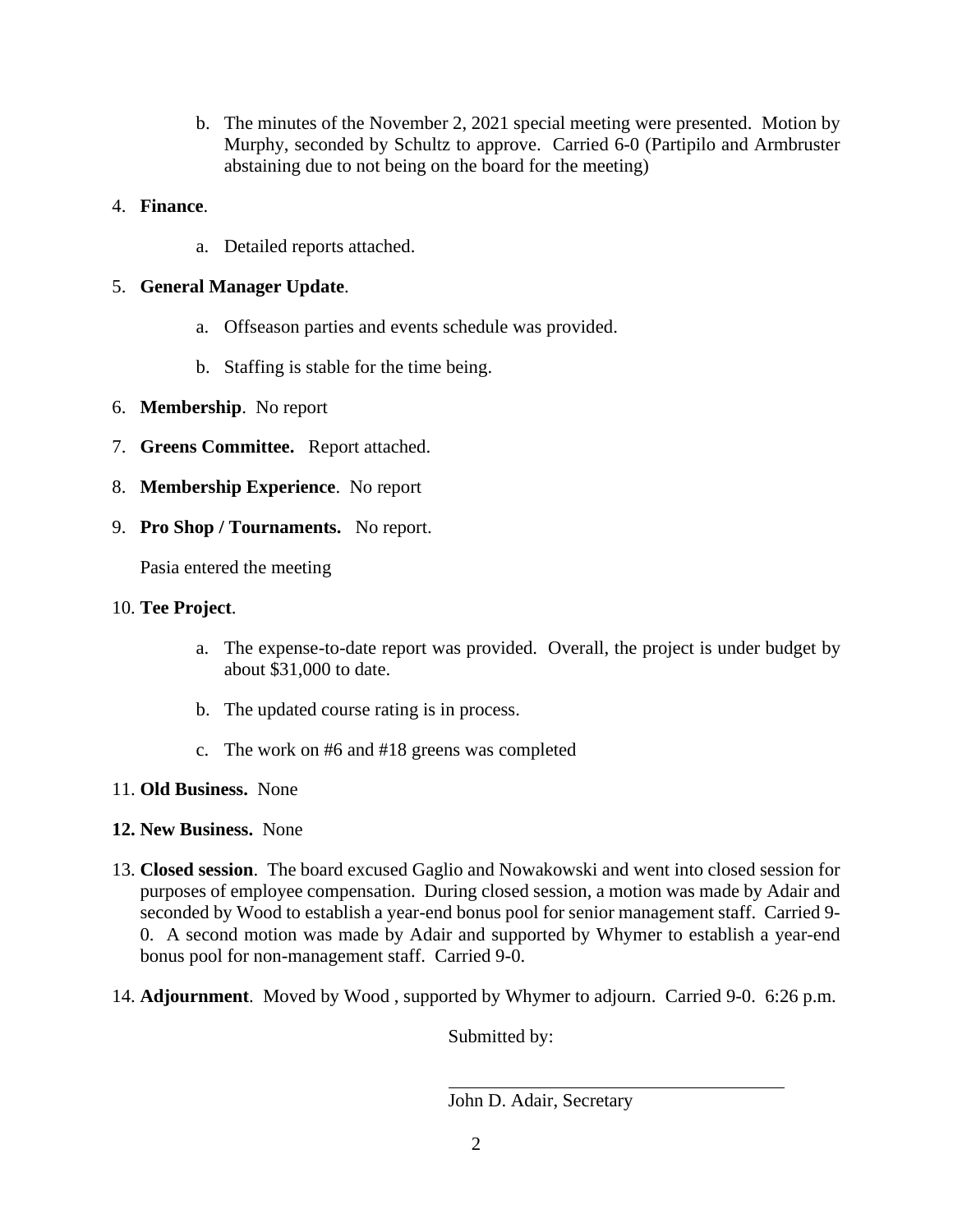b. The minutes of the November 2, 2021 special meeting were presented. Motion by Murphy, seconded by Schultz to approve. Carried 6-0 (Partipilo and Armbruster abstaining due to not being on the board for the meeting)

4. **Finance**.

    a. Detailed reports attached.

5. **General Manager Update**.

    a. Offseason parties and events schedule was provided.

    b. Staffing is stable for the time being.

6. **Membership**. No report

7. **Greens Committee.** Report attached.

8. **Membership Experience**. No report

9. **Pro Shop / Tournaments.** No report.

    Pasia entered the meeting

10. **Tee Project**.

    a. The expense-to-date report was provided. Overall, the project is under budget by about $31,000 to date.

    b. The updated course rating is in process.

    c. The work on #6 and #18 greens was completed

11. **Old Business.** None

12. **New Business.** None

13. **Closed session**. The board excused Gaglio and Nowakowski and went into closed session for purposes of employee compensation. During closed session, a motion was made by Adair and seconded by Wood to establish a year-end bonus pool for senior management staff. Carried 9-0. A second motion was made by Adair and supported by Whymer to establish a year-end bonus pool for non-management staff. Carried 9-0.

14. **Adjournment**. Moved by Wood , supported by Whymer to adjourn. Carried 9-0. 6:26 p.m.

Submitted by:

\_\_\_\_\_\_\_\_\_\_\_\_\_\_\_\_\_\_\_\_\_\_\_\_\_\_\_\_\_\_\_\_\_\_\_\_\_\_

John D. Adair, Secretary